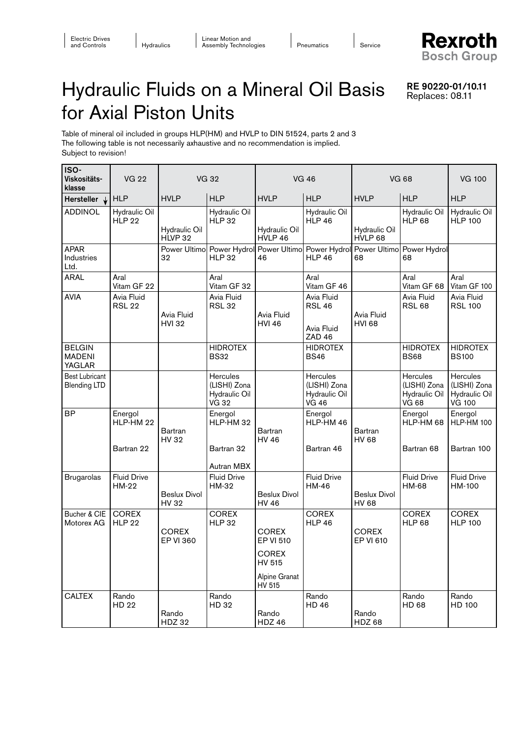# Hydraulic Fluids on a Mineral Oil Basis for Axial Piston Units

**RE 90220-01/10.11**
Replaces: 08.11

Table of mineral oil included in groups HLP(HM) and HVLP to DIN 51524, parts 2 and 3
The following table is not necessarily axhaustive and no recommendation is implied.
Subject to revision!

| ISO-Viskositäts-klasse | VG 22 | VG 32 | | VG 46 | | VG 68 | | VG 100 |
|---|---|---|---|---|---|---|---|---|
| **Hersteller** ↓ | HLP | HVLP | HLP | HVLP | HLP | HVLP | HLP | HLP |
| ADDINOL | Hydraulic Oil HLP 22 | Hydraulic Oil HLVP 32 | Hydraulic Oil HLP 32 | Hydraulic Oil HVLP 46 | Hydraulic Oil HLP 46 | Hydraulic Oil HVLP 68 | Hydraulic Oil HLP 68 | Hydraulic Oil HLP 100 |
| APAR Industries Ltd. | | Power Ultimo 32 | Power Hydrol HLP 32 | Power Ultimo 46 | Power Hydrol HLP 46 | Power Ultimo 68 | Power Hydrol 68 | |
| ARAL | Aral Vitam GF 22 | | Aral Vitam GF 32 | | Aral Vitam GF 46 | | Aral Vitam GF 68 | Aral Vitam GF 100 |
| AVIA | Avia Fluid RSL 22 | Avia Fluid HVI 32 | Avia Fluid RSL 32 | Avia Fluid HVI 46 | Avia Fluid RSL 46<br>Avia Fluid ZAD 46 | Avia Fluid HVI 68 | Avia Fluid RSL 68 | Avia Fluid RSL 100 |
| BELGIN MADENI YAGLAR | | | HIDROTEX BS32 | | HIDROTEX BS46 | | HIDROTEX BS68 | HIDROTEX BS100 |
| Best Lubricant Blending LTD | | | Hercules (LISHI) Zona Hydraulic Oil VG 32 | | Hercules (LISHI) Zona Hydraulic Oil VG 46 | | Hercules (LISHI) Zona Hydraulic Oil VG 68 | Hercules (LISHI) Zona Hydraulic Oil VG 100 |
| BP | Energol HLP-HM 22<br>Bartran 22 | Bartran HV 32 | Energol HLP-HM 32<br>Bartran 32<br>Autran MBX | Bartran HV 46 | Energol HLP-HM 46<br>Bartran 46 | Bartran HV 68 | Energol HLP-HM 68<br>Bartran 68 | Energol HLP-HM 100<br>Bartran 100 |
| Brugarolas | Fluid Drive HM-22 | Beslux Divol HV 32 | Fluid Drive HM-32 | Beslux Divol HV 46 | Fluid Drive HM-46 | Beslux Divol HV 68 | Fluid Drive HM-68 | Fluid Drive HM-100 |
| Bucher & CIE Motorex AG | COREX HLP 22 | COREX EP VI 360 | COREX HLP 32 | COREX EP VI 510<br>COREX HV 515<br>Alpine Granat HV 515 | COREX HLP 46 | COREX EP VI 610 | COREX HLP 68 | COREX HLP 100 |
| CALTEX | Rando HD 22 | Rando HDZ 32 | Rando HD 32 | Rando HDZ 46 | Rando HD 46 | Rando HDZ 68 | Rando HD 68 | Rando HD 100 |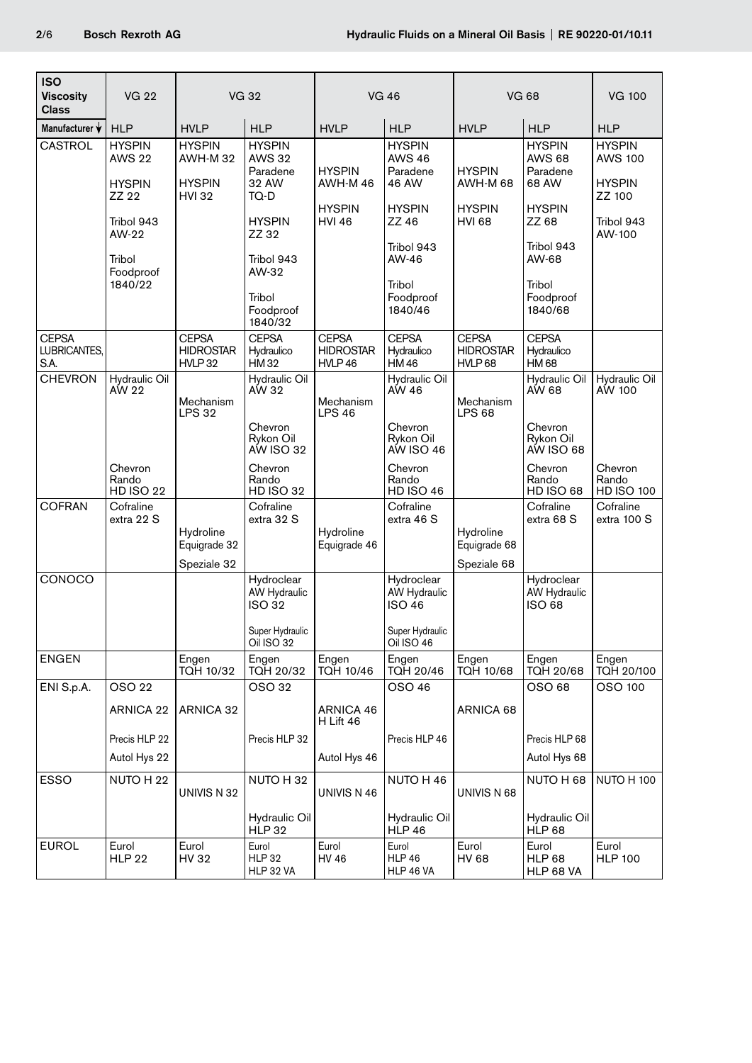| ISO Viscosity Class | VG 22 | VG 32 | | VG 46 | | VG 68 | | VG 100 |
|---|---|---|---|---|---|---|---|---|
| Manufacturer ↓ | HLP | HVLP | HLP | HVLP | HLP | HVLP | HLP | HLP |
| CASTROL | HYSPIN AWS 22<br><br>HYSPIN ZZ 22<br><br>Tribol 943 AW-22<br><br>Tribol Foodproof 1840/22 | HYSPIN AWH-M 32<br><br>HYSPIN HVI 32 | HYSPIN AWS 32<br>Paradene 32 AW<br>TQ-D<br><br>HYSPIN ZZ 32<br><br>Tribol 943 AW-32<br><br>Tribol Foodproof 1840/32 | HYSPIN AWH-M 46<br><br>HYSPIN HVI 46 | HYSPIN AWS 46<br>Paradene 46 AW<br><br>HYSPIN ZZ 46<br><br>Tribol 943 AW-46<br><br>Tribol Foodproof 1840/46 | HYSPIN AWH-M 68<br><br>HYSPIN HVI 68 | HYSPIN AWS 68<br>Paradene 68 AW<br><br>HYSPIN ZZ 68<br><br>Tribol 943 AW-68<br><br>Tribol Foodproof 1840/68 | HYSPIN AWS 100<br><br>HYSPIN ZZ 100<br><br>Tribol 943 AW-100 |
| CEPSA LUBRICANTES, S.A. | | CEPSA HIDROSTAR HVLP 32 | CEPSA Hydraulico HM 32 | CEPSA HIDROSTAR HVLP 46 | CEPSA Hydraulico HM 46 | CEPSA HIDROSTAR HVLP 68 | CEPSA Hydraulico HM 68 | |
| CHEVRON | Hydraulic Oil AW 22<br><br>Chevron Rando HD ISO 22 | Mechanism LPS 32 | Hydraulic Oil AW 32<br><br>Chevron Rykon Oil AW ISO 32<br><br>Chevron Rando HD ISO 32 | Mechanism LPS 46 | Hydraulic Oil AW 46<br><br>Chevron Rykon Oil AW ISO 46<br><br>Chevron Rando HD ISO 46 | Mechanism LPS 68 | Hydraulic Oil AW 68<br><br>Chevron Rykon Oil AW ISO 68<br><br>Chevron Rando HD ISO 68 | Hydraulic Oil AW 100<br><br>Chevron Rando HD ISO 100 |
| COFRAN | Cofraline extra 22 S | Hydroline Equigrade 32<br><br>Speziale 32 | Cofraline extra 32 S | Hydroline Equigrade 46 | Cofraline extra 46 S | Hydroline Equigrade 68<br><br>Speziale 68 | Cofraline extra 68 S | Cofraline extra 100 S |
| CONOCO | | | Hydroclear AW Hydraulic ISO 32<br><br>Super Hydraulic Oil ISO 32 | | Hydroclear AW Hydraulic ISO 46<br><br>Super Hydraulic Oil ISO 46 | | Hydroclear AW Hydraulic ISO 68 | |
| ENGEN | | Engen TQH 10/32 | Engen TQH 20/32 | Engen TQH 10/46 | Engen TQH 20/46 | Engen TQH 10/68 | Engen TQH 20/68 | Engen TQH 20/100 |
| ENI S.p.A. | OSO 22<br><br>ARNICA 22<br><br>Precis HLP 22<br><br>Autol Hys 22 | ARNICA 32 | OSO 32<br><br>Precis HLP 32 | ARNICA 46<br>H Lift 46<br><br>Autol Hys 46 | OSO 46<br><br>Precis HLP 46 | ARNICA 68 | OSO 68<br><br>Precis HLP 68<br><br>Autol Hys 68 | OSO 100 |
| ESSO | NUTO H 22 | UNIVIS N 32 | NUTO H 32<br><br>Hydraulic Oil HLP 32 | UNIVIS N 46 | NUTO H 46<br><br>Hydraulic Oil HLP 46 | UNIVIS N 68 | NUTO H 68<br><br>Hydraulic Oil HLP 68 | NUTO H 100 |
| EUROL | Eurol HLP 22 | Eurol HV 32 | Eurol HLP 32<br>HLP 32 VA | Eurol HV 46 | Eurol HLP 46<br>HLP 46 VA | Eurol HV 68 | Eurol HLP 68<br>HLP 68 VA | Eurol HLP 100 |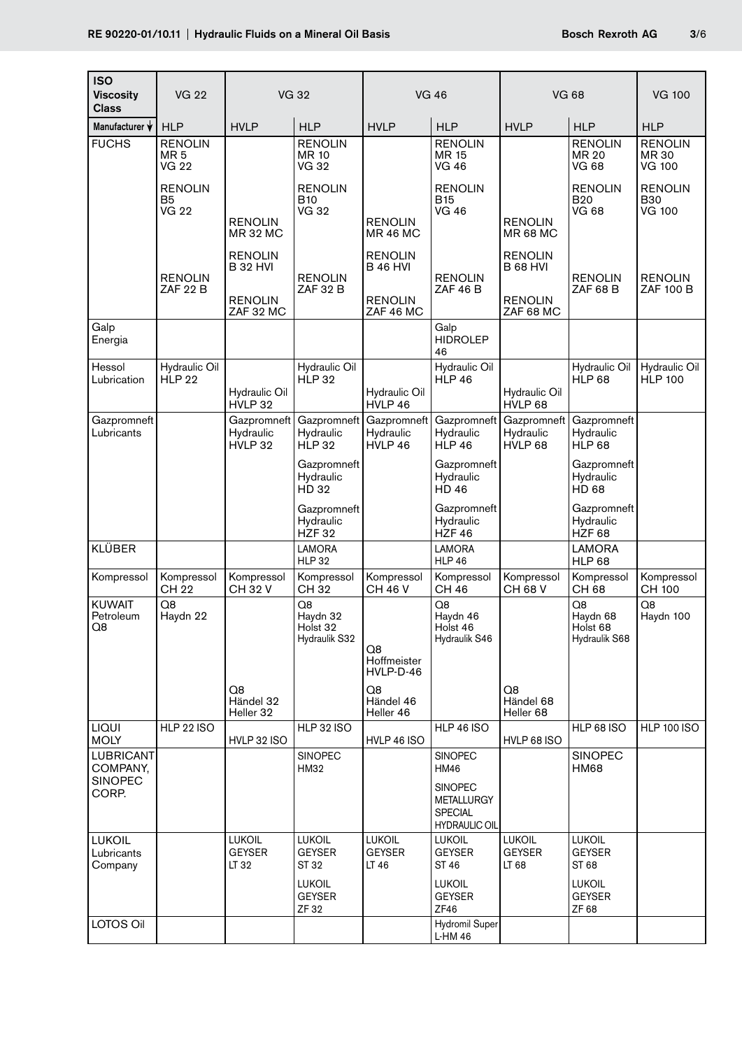| ISO Viscosity Class | VG 22 | VG 32 | | VG 46 | | VG 68 | | VG 100 |
|---|---|---|---|---|---|---|---|---|
| Manufacturer ↓ | HLP | HVLP | HLP | HVLP | HLP | HVLP | HLP | HLP |
| FUCHS | RENOLIN MR 5 VG 22<br>RENOLIN B5 VG 22<br>RENOLIN ZAF 22 B | RENOLIN MR 32 MC<br>RENOLIN B 32 HVI<br>RENOLIN ZAF 32 MC | RENOLIN MR 10 VG 32<br>RENOLIN B10 VG 32<br>RENOLIN ZAF 32 B | RENOLIN MR 46 MC<br>RENOLIN B 46 HVI<br>RENOLIN ZAF 46 MC | RENOLIN MR 15 VG 46<br>RENOLIN B15 VG 46<br>RENOLIN ZAF 46 B | RENOLIN MR 68 MC<br>RENOLIN B 68 HVI<br>RENOLIN ZAF 68 MC | RENOLIN MR 20 VG 68<br>RENOLIN B20 VG 68<br>RENOLIN ZAF 68 B | RENOLIN MR 30 VG 100<br>RENOLIN B30 VG 100<br>RENOLIN ZAF 100 B |
| Galp Energia | | | | | Galp HIDROLEP 46 | | | |
| Hessol Lubrication | Hydraulic Oil HLP 22 | Hydraulic Oil HVLP 32 | Hydraulic Oil HLP 32 | Hydraulic Oil HVLP 46 | Hydraulic Oil HLP 46 | Hydraulic Oil HVLP 68 | Hydraulic Oil HLP 68 | Hydraulic Oil HLP 100 |
| Gazpromneft Lubricants | | Gazpromneft Hydraulic HVLP 32 | Gazpromneft Hydraulic HLP 32<br>Gazpromneft Hydraulic HD 32<br>Gazpromneft Hydraulic HZF 32 | Gazpromneft Hydraulic HVLP 46 | Gazpromneft Hydraulic HLP 46<br>Gazpromneft Hydraulic HD 46<br>Gazpromneft Hydraulic HZF 46 | Gazpromneft Hydraulic HVLP 68 | Gazpromneft Hydraulic HLP 68<br>Gazpromneft Hydraulic HD 68<br>Gazpromneft Hydraulic HZF 68 | |
| KLÜBER | | | LAMORA HLP 32 | | LAMORA HLP 46 | | LAMORA HLP 68 | |
| Kompressol | Kompressol CH 22 | Kompressol CH 32 V | Kompressol CH 32 | Kompressol CH 46 V | Kompressol CH 46 | Kompressol CH 68 V | Kompressol CH 68 | Kompressol CH 100 |
| KUWAIT Petroleum Q8 | Q8 Haydn 22 | Q8 Händel 32 Heller 32 | Q8 Haydn 32 Holst 32 Hydraulik S32 | Q8 Hoffmeister HVLP-D-46<br>Q8 Händel 46 Heller 46 | Q8 Haydn 46 Holst 46 Hydraulik S46 | Q8 Händel 68 Heller 68 | Q8 Haydn 68 Holst 68 Hydraulik S68 | Q8 Haydn 100 |
| LIQUI MOLY | HLP 22 ISO | HVLP 32 ISO | HLP 32 ISO | HVLP 46 ISO | HLP 46 ISO | HVLP 68 ISO | HLP 68 ISO | HLP 100 ISO |
| LUBRICANT COMPANY, SINOPEC CORP. | | | SINOPEC HM32 | | SINOPEC HM46<br>SINOPEC METALLURGY SPECIAL HYDRAULIC OIL | | SINOPEC HM68 | |
| LUKOIL Lubricants Company | | LUKOIL GEYSER LT 32 | LUKOIL GEYSER ST 32<br>LUKOIL GEYSER ZF 32 | LUKOIL GEYSER LT 46 | LUKOIL GEYSER ST 46<br>LUKOIL GEYSER ZF46 | LUKOIL GEYSER LT 68 | LUKOIL GEYSER ST 68<br>LUKOIL GEYSER ZF 68 | |
| LOTOS Oil | | | | | Hydromil Super L-HM 46 | | | |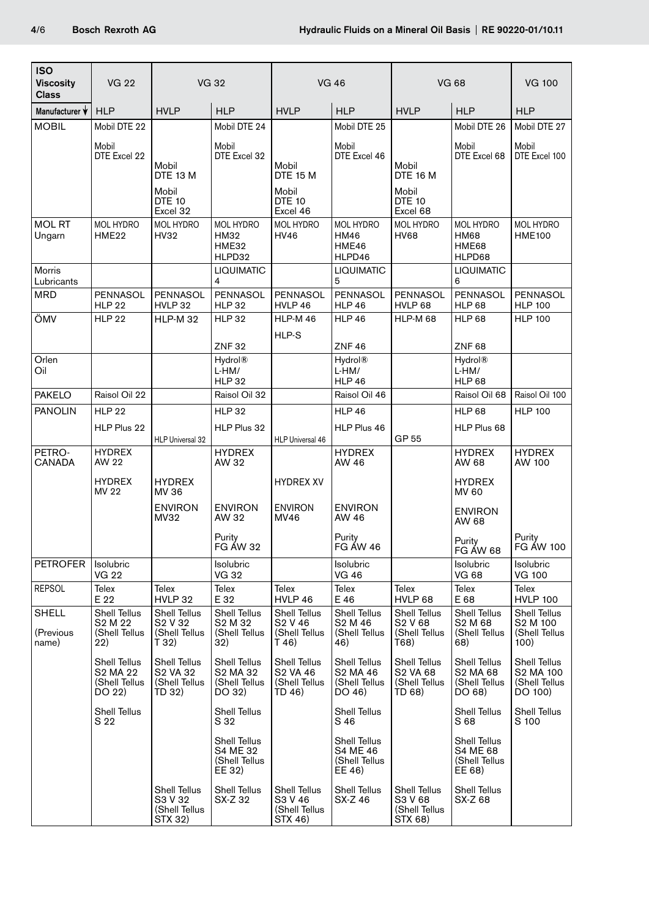| ISO Viscosity Class | VG 22 | VG 32 | | VG 46 | | VG 68 | | VG 100 |
|---|---|---|---|---|---|---|---|---|
| Manufacturer ↓ | HLP | HVLP | HLP | HVLP | HLP | HVLP | HLP | HLP |
| MOBIL | Mobil DTE 22<br>Mobil DTE Excel 22 | Mobil DTE 13 M<br>Mobil DTE 10 Excel 32 | Mobil DTE 24<br>Mobil DTE Excel 32 | Mobil DTE 15 M<br>Mobil DTE 10 Excel 46 | Mobil DTE 25<br>Mobil DTE Excel 46 | Mobil DTE 16 M<br>Mobil DTE 10 Excel 68 | Mobil DTE 26<br>Mobil DTE Excel 68 | Mobil DTE 27<br>Mobil DTE Excel 100 |
| MOL RT Ungarn | MOL HYDRO HME22 | MOL HYDRO HV32 | MOL HYDRO HM32 HME32 HLPD32 | MOL HYDRO HV46 | MOL HYDRO HM46 HME46 HLPD46 | MOL HYDRO HV68 | MOL HYDRO HM68 HME68 HLPD68 | MOL HYDRO HME100 |
| Morris Lubricants | | | LIQUIMATIC 4 | | LIQUIMATIC 5 | | LIQUIMATIC 6 | |
| MRD | PENNASOL HLP 22 | PENNASOL HVLP 32 | PENNASOL HLP 32 | PENNASOL HVLP 46 | PENNASOL HLP 46 | PENNASOL HVLP 68 | PENNASOL HLP 68 | PENNASOL HLP 100 |
| ÖMV | HLP 22 | HLP-M 32 | HLP 32<br>ZNF 32 | HLP-M 46<br>HLP-S | HLP 46<br>ZNF 46 | HLP-M 68 | HLP 68<br>ZNF 68 | HLP 100 |
| Orlen Oil | | | Hydrol® L-HM/ HLP 32 | | Hydrol® L-HM/ HLP 46 | | Hydrol® L-HM/ HLP 68 | |
| PAKELO | Raisol Oil 22 | | Raisol Oil 32 | | Raisol Oil 46 | | Raisol Oil 68 | Raisol Oil 100 |
| PANOLIN | HLP 22<br>HLP Plus 22 | HLP Universal 32 | HLP 32<br>HLP Plus 32 | HLP Universal 46 | HLP 46<br>HLP Plus 46 | GP 55 | HLP 68<br>HLP Plus 68 | HLP 100 |
| PETRO-CANADA | HYDREX AW 22<br>HYDREX MV 22 | HYDREX MV 36<br>ENVIRON MV32 | HYDREX AW 32<br>ENVIRON AW 32<br>Purity FG AW 32 | HYDREX XV<br>ENVIRON MV46 | HYDREX AW 46<br>ENVIRON AW 46<br>Purity FG AW 46 | | HYDREX AW 68<br>HYDREX MV 60<br>ENVIRON AW 68<br>Purity FG AW 68 | HYDREX AW 100<br>Purity FG AW 100 |
| PETROFER | Isolubric VG 22 | | Isolubric VG 32 | | Isolubric VG 46 | | Isolubric VG 68 | Isolubric VG 100 |
| REPSOL | Telex E 22 | Telex HVLP 32 | Telex E 32 | Telex HVLP 46 | Telex E 46 | Telex HVLP 68 | Telex E 68 | Telex HVLP 100 |
| SHELL<br>(Previous name) | Shell Tellus S2 M 22 (Shell Tellus 22)<br>Shell Tellus S2 MA 22 (Shell Tellus DO 22)<br>Shell Tellus S 22 | Shell Tellus S2 V 32 (Shell Tellus T 32)<br>Shell Tellus S2 VA 32 (Shell Tellus TD 32)<br>Shell Tellus S3 V 32 (Shell Tellus STX 32) | Shell Tellus S2 M 32 (Shell Tellus 32)<br>Shell Tellus S2 MA 32 (Shell Tellus DO 32)<br>Shell Tellus S 32<br>Shell Tellus S4 ME 32 (Shell Tellus EE 32)<br>Shell Tellus SX-Z 32 | Shell Tellus S2 V 46 (Shell Tellus T 46)<br>Shell Tellus S2 VA 46 (Shell Tellus TD 46)<br>Shell Tellus S3 V 46 (Shell Tellus STX 46) | Shell Tellus S2 M 46 (Shell Tellus 46)<br>Shell Tellus S2 MA 46 (Shell Tellus DO 46)<br>Shell Tellus S 46<br>Shell Tellus S4 ME 46 (Shell Tellus EE 46)<br>Shell Tellus SX-Z 46 | Shell Tellus S2 V 68 (Shell Tellus T68)<br>Shell Tellus S2 VA 68 (Shell Tellus TD 68)<br>Shell Tellus S3 V 68 (Shell Tellus STX 68) | Shell Tellus S2 M 68 (Shell Tellus 68)<br>Shell Tellus S2 MA 68 (Shell Tellus DO 68)<br>Shell Tellus S 68<br>Shell Tellus S4 ME 68 (Shell Tellus EE 68)<br>Shell Tellus SX-Z 68 | Shell Tellus S2 M 100 (Shell Tellus 100)<br>Shell Tellus S2 MA 100 (Shell Tellus DO 100)<br>Shell Tellus S 100 |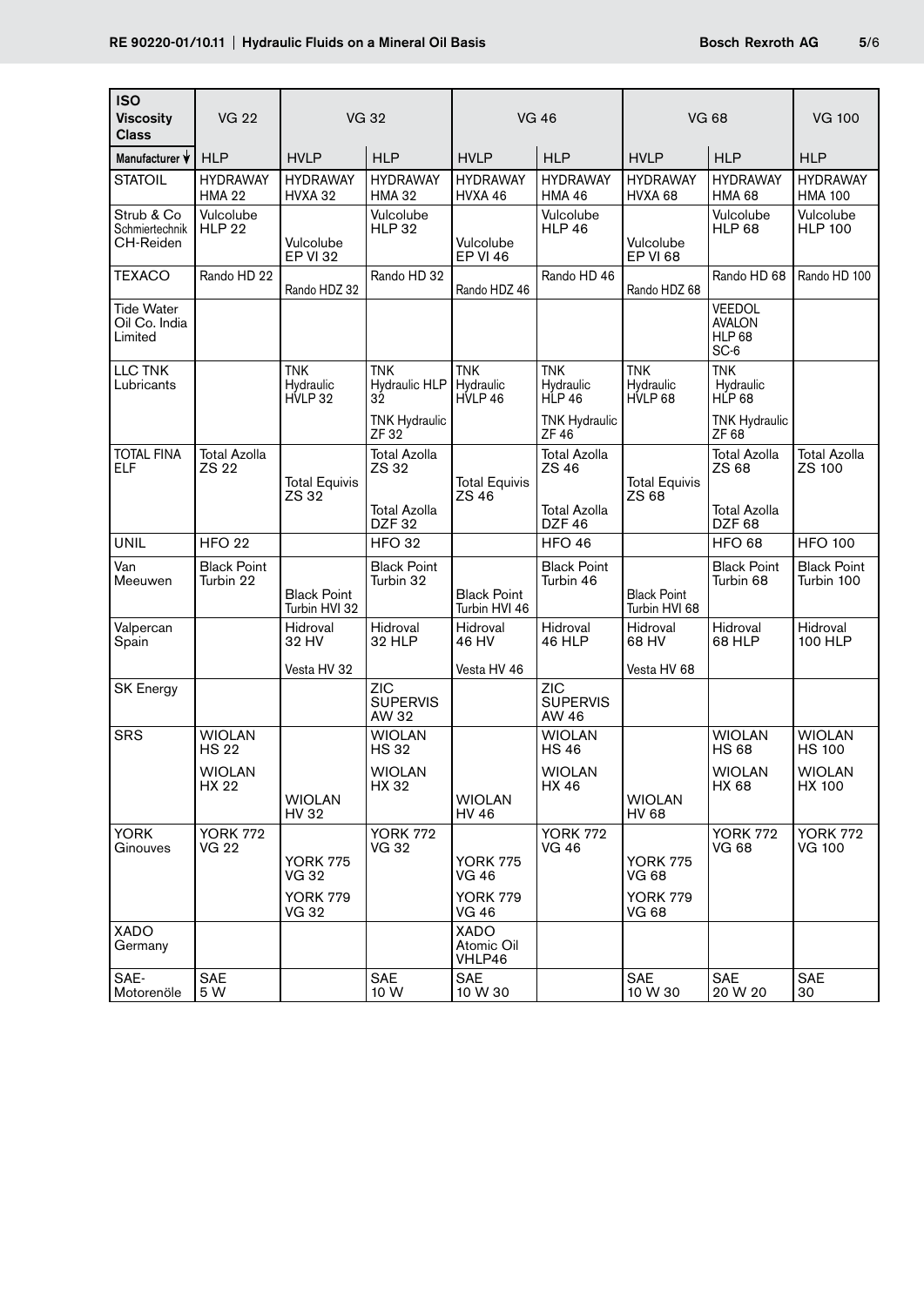| ISO Viscosity Class | VG 22 | VG 32 | | VG 46 | | VG 68 | | VG 100 |
|---|---|---|---|---|---|---|---|---|
| Manufacturer ↓ | HLP | HVLP | HLP | HVLP | HLP | HVLP | HLP | HLP |
| STATOIL | HYDRAWAY HMA 22 | HYDRAWAY HVXA 32 | HYDRAWAY HMA 32 | HYDRAWAY HVXA 46 | HYDRAWAY HMA 46 | HYDRAWAY HVXA 68 | HYDRAWAY HMA 68 | HYDRAWAY HMA 100 |
| Strub & Co Schmiertechnik CH-Reiden | Vulcolube HLP 22 | Vulcolube EP VI 32 | Vulcolube HLP 32 | Vulcolube EP VI 46 | Vulcolube HLP 46 | Vulcolube EP VI 68 | Vulcolube HLP 68 | Vulcolube HLP 100 |
| TEXACO | Rando HD 22 | Rando HDZ 32 | Rando HD 32 | Rando HDZ 46 | Rando HD 46 | Rando HDZ 68 | Rando HD 68 | Rando HD 100 |
| Tide Water Oil Co. India Limited | | | | | | | VEEDOL AVALON HLP 68 SC-6 | |
| LLC TNK Lubricants | | TNK Hydraulic HVLP 32 | TNK Hydraulic HLP 32<br>TNK Hydraulic ZF 32 | TNK Hydraulic HVLP 46 | TNK Hydraulic HLP 46<br>TNK Hydraulic ZF 46 | TNK Hydraulic HVLP 68 | TNK Hydraulic HLP 68<br>TNK Hydraulic ZF 68 | |
| TOTAL FINA ELF | Total Azolla ZS 22 | Total Equivis ZS 32 | Total Azolla ZS 32<br>Total Azolla DZF 32 | Total Equivis ZS 46 | Total Azolla ZS 46<br>Total Azolla DZF 46 | Total Equivis ZS 68 | Total Azolla ZS 68<br>Total Azolla DZF 68 | Total Azolla ZS 100 |
| UNIL | HFO 22 | | HFO 32 | | HFO 46 | | HFO 68 | HFO 100 |
| Van Meeuwen | Black Point Turbin 22 | Black Point Turbin HVI 32 | Black Point Turbin 32 | Black Point Turbin HVI 46 | Black Point Turbin 46 | Black Point Turbin HVI 68 | Black Point Turbin 68 | Black Point Turbin 100 |
| Valpercan Spain | | Hidroval 32 HV<br>Vesta HV 32 | Hidroval 32 HLP | Hidroval 46 HV<br>Vesta HV 46 | Hidroval 46 HLP | Hidroval 68 HV<br>Vesta HV 68 | Hidroval 68 HLP | Hidroval 100 HLP |
| SK Energy | | | ZIC SUPERVIS AW 32 | | ZIC SUPERVIS AW 46 | | | |
| SRS | WIOLAN HS 22<br>WIOLAN HX 22 | WIOLAN HV 32 | WIOLAN HS 32<br>WIOLAN HX 32 | WIOLAN HV 46 | WIOLAN HS 46<br>WIOLAN HX 46 | WIOLAN HV 68 | WIOLAN HS 68<br>WIOLAN HX 68 | WIOLAN HS 100<br>WIOLAN HX 100 |
| YORK Ginouves | YORK 772 VG 22 | YORK 775 VG 32<br>YORK 779 VG 32 | YORK 772 VG 32 | YORK 775 VG 46<br>YORK 779 VG 46 | YORK 772 VG 46 | YORK 775 VG 68<br>YORK 779 VG 68 | YORK 772 VG 68 | YORK 772 VG 100 |
| XADO Germany | | | | XADO Atomic Oil VHLP46 | | | | |
| SAE-Motorenöle | SAE 5 W | | SAE 10 W | SAE 10 W 30 | | SAE 10 W 30 | SAE 20 W 20 | SAE 30 |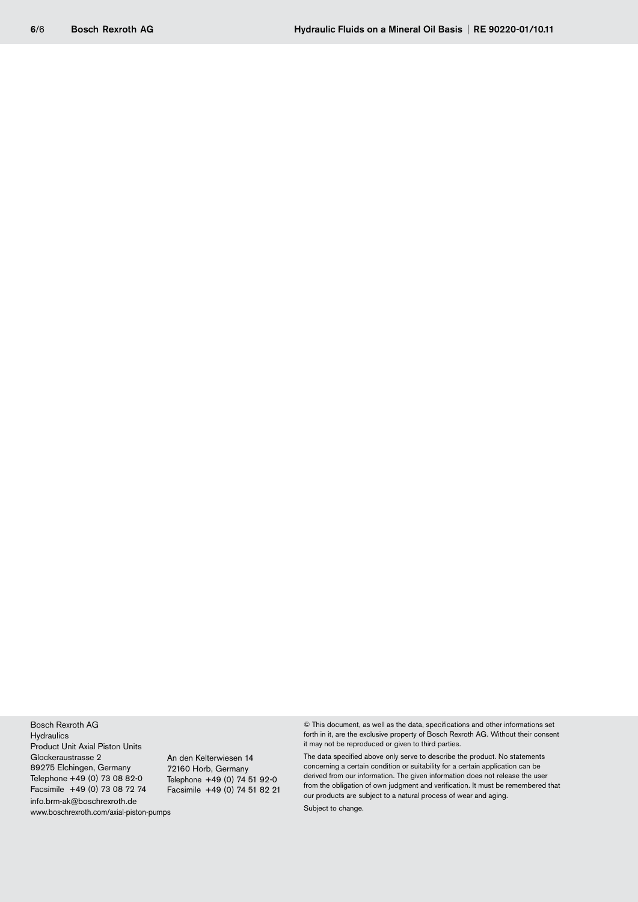Bosch Rexroth AG
Hydraulics
Product Unit Axial Piston Units
Glockeraustrasse 2
89275 Elchingen, Germany
Telephone +49 (0) 73 08 82-0
Facsimile +49 (0) 73 08 72 74
info.brm-ak@boschrexroth.de
www.boschrexroth.com/axial-piston-pumps

An den Kelterwiesen 14
72160 Horb, Germany
Telephone +49 (0) 74 51 92-0
Facsimile +49 (0) 74 51 82 21

© This document, as well as the data, specifications and other informations set forth in it, are the exclusive property of Bosch Rexroth AG. Without their consent it may not be reproduced or given to third parties.

The data specified above only serve to describe the product. No statements concerning a certain condition or suitability for a certain application can be derived from our information. The given information does not release the user from the obligation of own judgment and verification. It must be remembered that our products are subject to a natural process of wear and aging.

Subject to change.